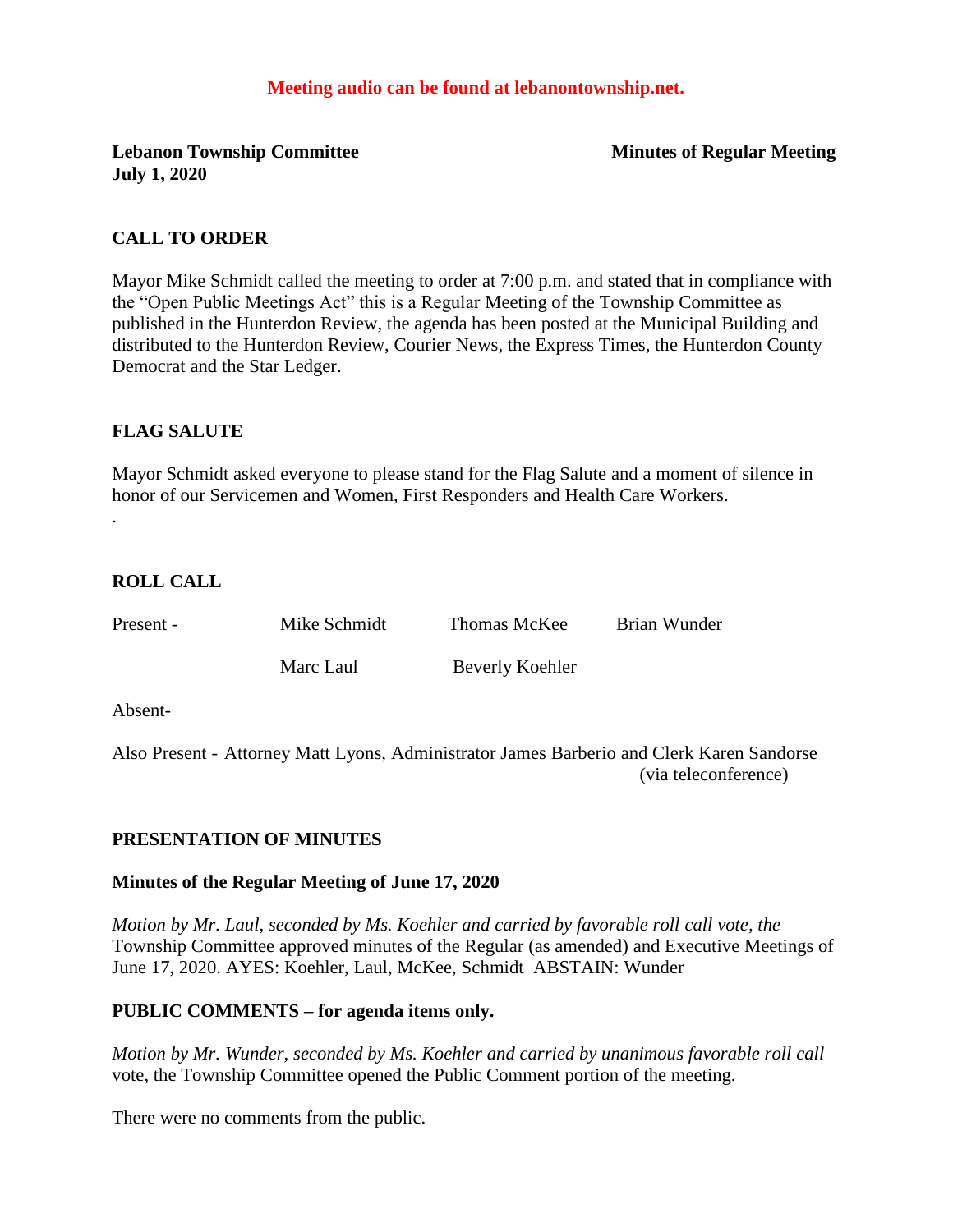**Meeting audio can be found at lebanontownship.net.**

**Lebanon Township Committee** **Minutes of Regular Meeting**
**July 1, 2020**

## CALL TO ORDER

Mayor Mike Schmidt called the meeting to order at 7:00 p.m. and stated that in compliance with the "Open Public Meetings Act" this is a Regular Meeting of the Township Committee as published in the Hunterdon Review, the agenda has been posted at the Municipal Building and distributed to the Hunterdon Review, Courier News, the Express Times, the Hunterdon County Democrat and the Star Ledger.

## FLAG SALUTE

Mayor Schmidt asked everyone to please stand for the Flag Salute and a moment of silence in honor of our Servicemen and Women, First Responders and Health Care Workers.

.

## ROLL CALL

| Present - | Mike Schmidt | Thomas McKee | Brian Wunder |
|---|---|---|---|
| | Marc Laul | Beverly Koehler | |

Absent-

Also Present - Attorney Matt Lyons, Administrator James Barberio and Clerk Karen Sandorse (via teleconference)

## PRESENTATION OF MINUTES

### Minutes of the Regular Meeting of June 17, 2020

*Motion by Mr. Laul, seconded by Ms. Koehler and carried by favorable roll call vote, the* Township Committee approved minutes of the Regular (as amended) and Executive Meetings of June 17, 2020. AYES: Koehler, Laul, McKee, Schmidt ABSTAIN: Wunder

## PUBLIC COMMENTS – for agenda items only.

*Motion by Mr. Wunder, seconded by Ms. Koehler and carried by unanimous favorable roll call* vote, the Township Committee opened the Public Comment portion of the meeting.

There were no comments from the public.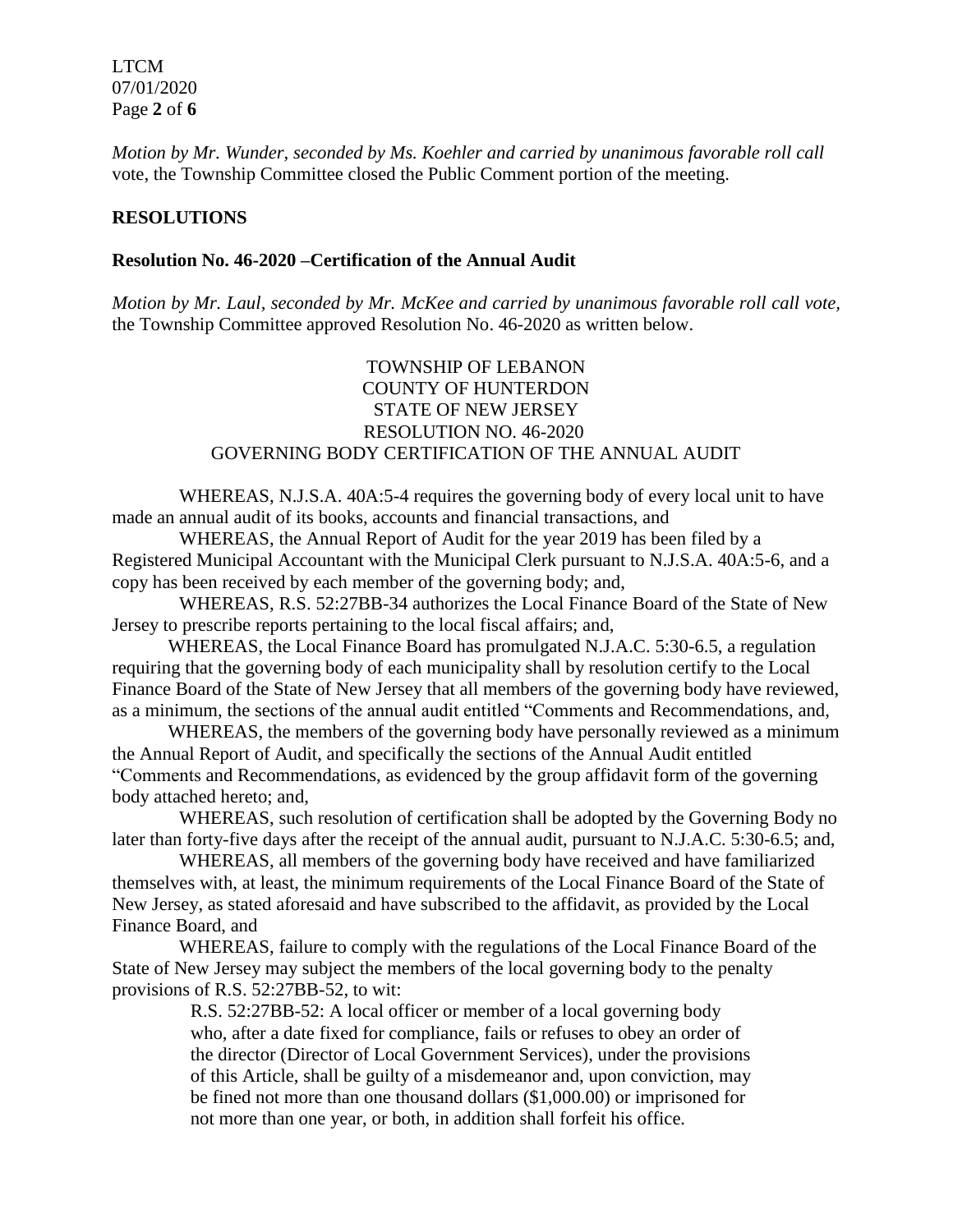*Motion by Mr. Wunder, seconded by Ms. Koehler and carried by unanimous favorable roll call* vote, the Township Committee closed the Public Comment portion of the meeting.

## RESOLUTIONS

### Resolution No. 46-2020 –Certification of the Annual Audit

*Motion by Mr. Laul, seconded by Mr. McKee and carried by unanimous favorable roll call vote,* the Township Committee approved Resolution No. 46-2020 as written below.

TOWNSHIP OF LEBANON
COUNTY OF HUNTERDON
STATE OF NEW JERSEY
RESOLUTION NO. 46-2020
GOVERNING BODY CERTIFICATION OF THE ANNUAL AUDIT

WHEREAS, N.J.S.A. 40A:5-4 requires the governing body of every local unit to have made an annual audit of its books, accounts and financial transactions, and

WHEREAS, the Annual Report of Audit for the year 2019 has been filed by a Registered Municipal Accountant with the Municipal Clerk pursuant to N.J.S.A. 40A:5-6, and a copy has been received by each member of the governing body; and,

WHEREAS, R.S. 52:27BB-34 authorizes the Local Finance Board of the State of New Jersey to prescribe reports pertaining to the local fiscal affairs; and,

WHEREAS, the Local Finance Board has promulgated N.J.A.C. 5:30-6.5, a regulation requiring that the governing body of each municipality shall by resolution certify to the Local Finance Board of the State of New Jersey that all members of the governing body have reviewed, as a minimum, the sections of the annual audit entitled "Comments and Recommendations, and,

WHEREAS, the members of the governing body have personally reviewed as a minimum the Annual Report of Audit, and specifically the sections of the Annual Audit entitled "Comments and Recommendations, as evidenced by the group affidavit form of the governing body attached hereto; and,

WHEREAS, such resolution of certification shall be adopted by the Governing Body no later than forty-five days after the receipt of the annual audit, pursuant to N.J.A.C. 5:30-6.5; and,

WHEREAS, all members of the governing body have received and have familiarized themselves with, at least, the minimum requirements of the Local Finance Board of the State of New Jersey, as stated aforesaid and have subscribed to the affidavit, as provided by the Local Finance Board, and

WHEREAS, failure to comply with the regulations of the Local Finance Board of the State of New Jersey may subject the members of the local governing body to the penalty provisions of R.S. 52:27BB-52, to wit:

> R.S. 52:27BB-52: A local officer or member of a local governing body who, after a date fixed for compliance, fails or refuses to obey an order of the director (Director of Local Government Services), under the provisions of this Article, shall be guilty of a misdemeanor and, upon conviction, may be fined not more than one thousand dollars ($1,000.00) or imprisoned for not more than one year, or both, in addition shall forfeit his office.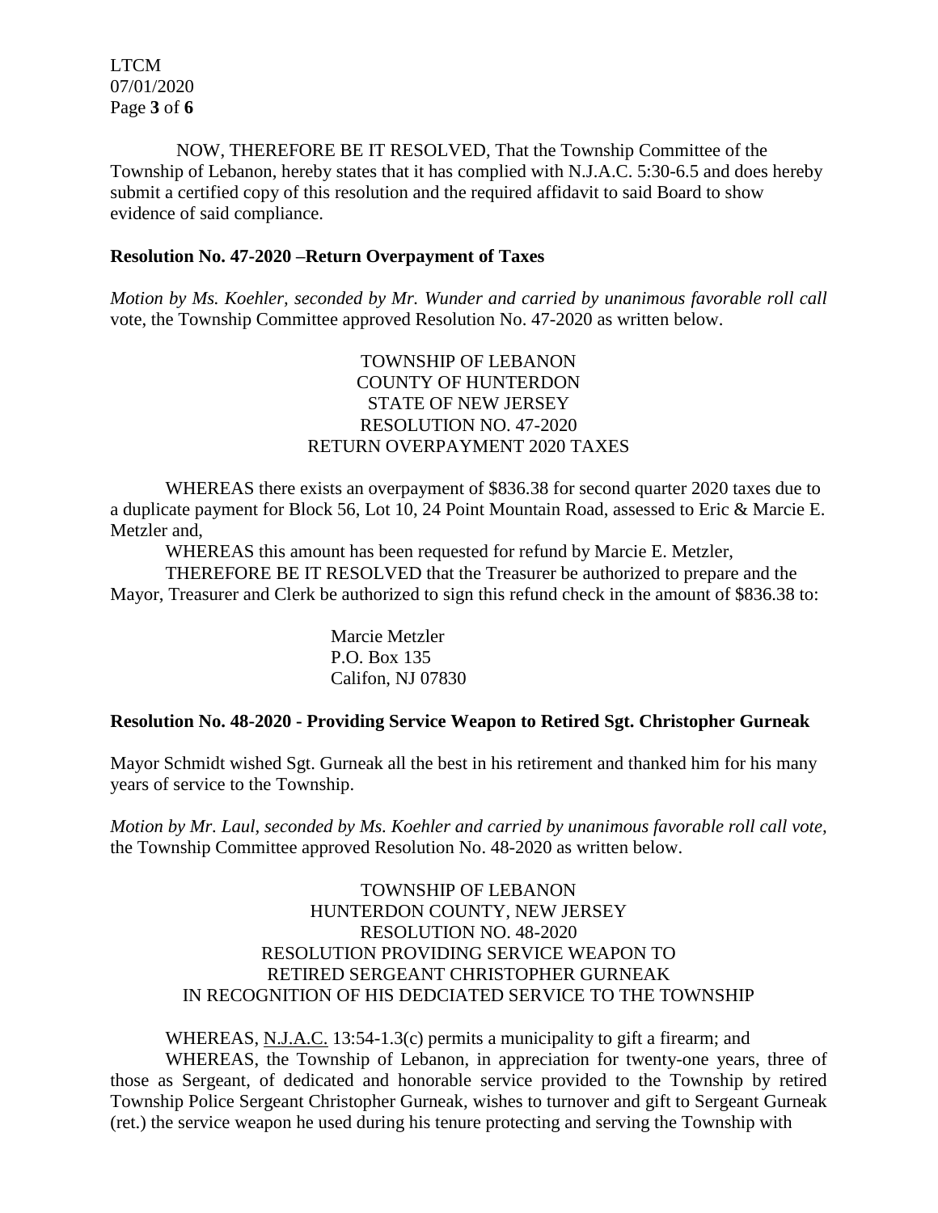NOW, THEREFORE BE IT RESOLVED, That the Township Committee of the Township of Lebanon, hereby states that it has complied with N.J.A.C. 5:30-6.5 and does hereby submit a certified copy of this resolution and the required affidavit to said Board to show evidence of said compliance.

**Resolution No. 47-2020 –Return Overpayment of Taxes**

*Motion by Ms. Koehler, seconded by Mr. Wunder and carried by unanimous favorable roll call* vote, the Township Committee approved Resolution No. 47-2020 as written below.

TOWNSHIP OF LEBANON
COUNTY OF HUNTERDON
STATE OF NEW JERSEY
RESOLUTION NO. 47-2020
RETURN OVERPAYMENT 2020 TAXES

WHEREAS there exists an overpayment of $836.38 for second quarter 2020 taxes due to a duplicate payment for Block 56, Lot 10, 24 Point Mountain Road, assessed to Eric & Marcie E. Metzler and,

WHEREAS this amount has been requested for refund by Marcie E. Metzler,

THEREFORE BE IT RESOLVED that the Treasurer be authorized to prepare and the Mayor, Treasurer and Clerk be authorized to sign this refund check in the amount of $836.38 to:

Marcie Metzler
P.O. Box 135
Califon, NJ 07830

**Resolution No. 48-2020 - Providing Service Weapon to Retired Sgt. Christopher Gurneak**

Mayor Schmidt wished Sgt. Gurneak all the best in his retirement and thanked him for his many years of service to the Township.

*Motion by Mr. Laul, seconded by Ms. Koehler and carried by unanimous favorable roll call vote,* the Township Committee approved Resolution No. 48-2020 as written below.

TOWNSHIP OF LEBANON
HUNTERDON COUNTY, NEW JERSEY
RESOLUTION NO. 48-2020
RESOLUTION PROVIDING SERVICE WEAPON TO
RETIRED SERGEANT CHRISTOPHER GURNEAK
IN RECOGNITION OF HIS DEDCIATED SERVICE TO THE TOWNSHIP

WHEREAS, N.J.A.C. 13:54-1.3(c) permits a municipality to gift a firearm; and

WHEREAS, the Township of Lebanon, in appreciation for twenty-one years, three of those as Sergeant, of dedicated and honorable service provided to the Township by retired Township Police Sergeant Christopher Gurneak, wishes to turnover and gift to Sergeant Gurneak (ret.) the service weapon he used during his tenure protecting and serving the Township with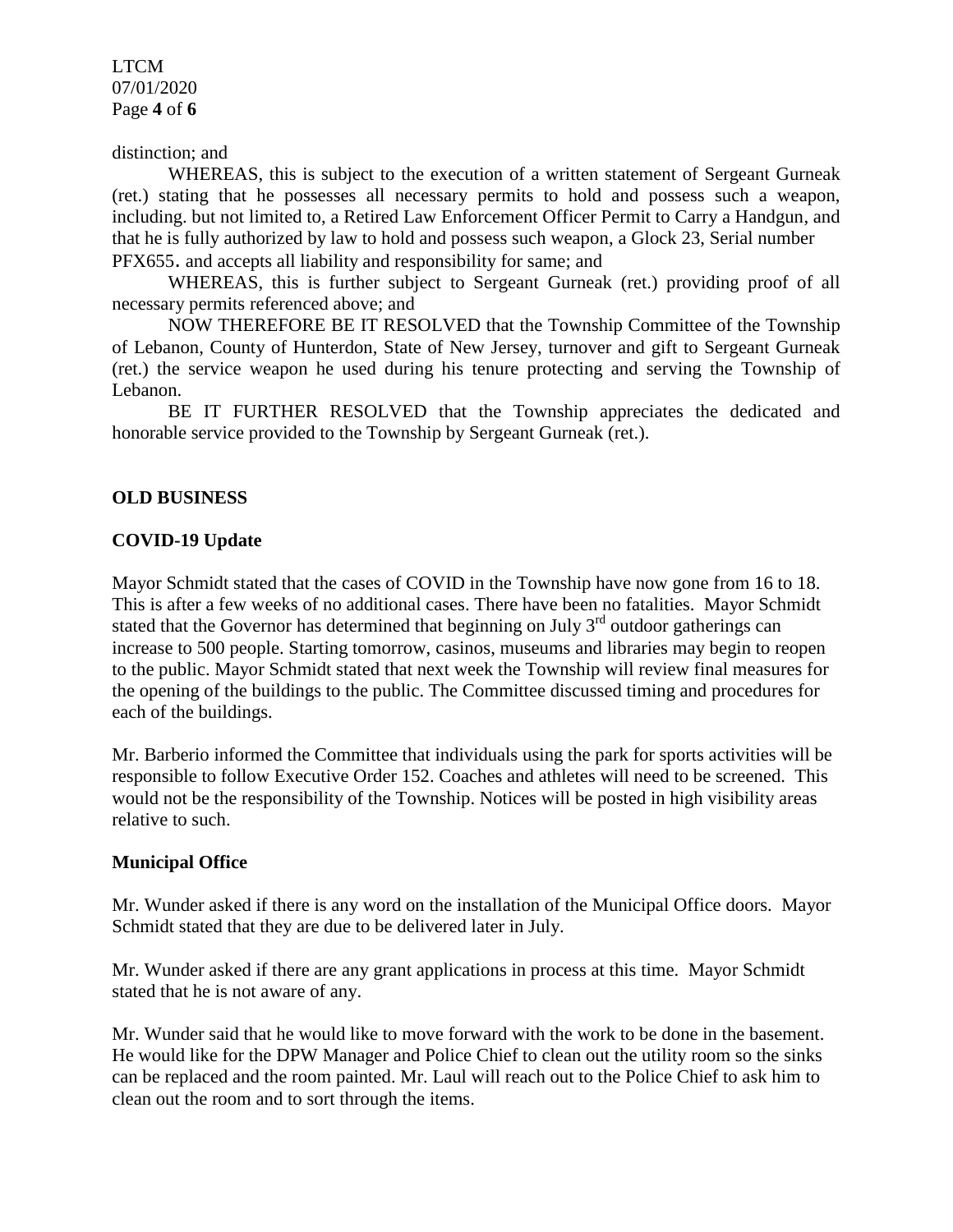distinction; and

WHEREAS, this is subject to the execution of a written statement of Sergeant Gurneak (ret.) stating that he possesses all necessary permits to hold and possess such a weapon, including. but not limited to, a Retired Law Enforcement Officer Permit to Carry a Handgun, and that he is fully authorized by law to hold and possess such weapon, a Glock 23, Serial number PFX655. and accepts all liability and responsibility for same; and

WHEREAS, this is further subject to Sergeant Gurneak (ret.) providing proof of all necessary permits referenced above; and

NOW THEREFORE BE IT RESOLVED that the Township Committee of the Township of Lebanon, County of Hunterdon, State of New Jersey, turnover and gift to Sergeant Gurneak (ret.) the service weapon he used during his tenure protecting and serving the Township of Lebanon.

BE IT FURTHER RESOLVED that the Township appreciates the dedicated and honorable service provided to the Township by Sergeant Gurneak (ret.).

**OLD BUSINESS**

**COVID-19 Update**

Mayor Schmidt stated that the cases of COVID in the Township have now gone from 16 to 18. This is after a few weeks of no additional cases. There have been no fatalities. Mayor Schmidt stated that the Governor has determined that beginning on July 3rd outdoor gatherings can increase to 500 people. Starting tomorrow, casinos, museums and libraries may begin to reopen to the public. Mayor Schmidt stated that next week the Township will review final measures for the opening of the buildings to the public. The Committee discussed timing and procedures for each of the buildings.

Mr. Barberio informed the Committee that individuals using the park for sports activities will be responsible to follow Executive Order 152. Coaches and athletes will need to be screened. This would not be the responsibility of the Township. Notices will be posted in high visibility areas relative to such.

**Municipal Office**

Mr. Wunder asked if there is any word on the installation of the Municipal Office doors. Mayor Schmidt stated that they are due to be delivered later in July.

Mr. Wunder asked if there are any grant applications in process at this time. Mayor Schmidt stated that he is not aware of any.

Mr. Wunder said that he would like to move forward with the work to be done in the basement. He would like for the DPW Manager and Police Chief to clean out the utility room so the sinks can be replaced and the room painted. Mr. Laul will reach out to the Police Chief to ask him to clean out the room and to sort through the items.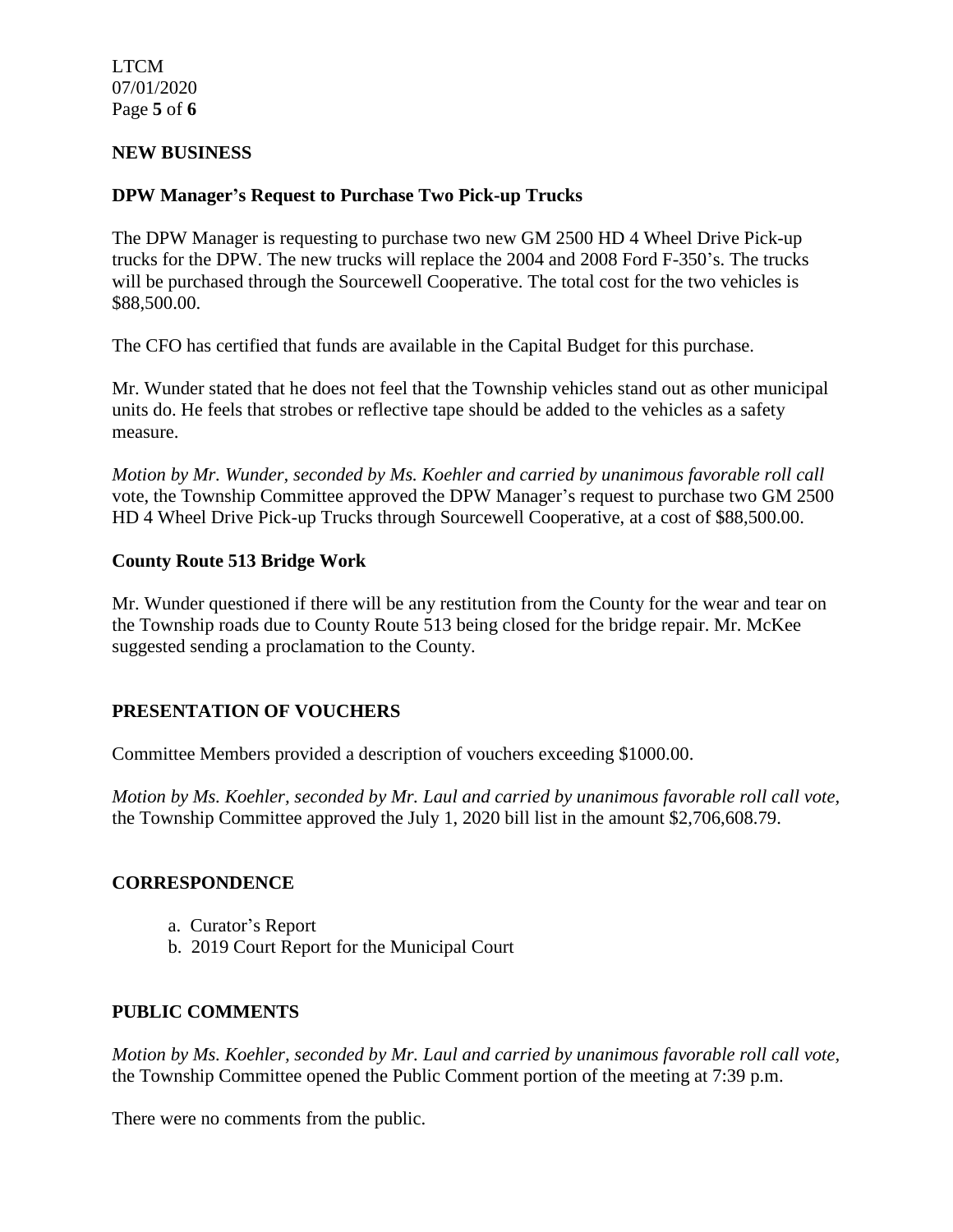## NEW BUSINESS

### DPW Manager's Request to Purchase Two Pick-up Trucks

The DPW Manager is requesting to purchase two new GM 2500 HD 4 Wheel Drive Pick-up trucks for the DPW. The new trucks will replace the 2004 and 2008 Ford F-350's. The trucks will be purchased through the Sourcewell Cooperative. The total cost for the two vehicles is $88,500.00.

The CFO has certified that funds are available in the Capital Budget for this purchase.

Mr. Wunder stated that he does not feel that the Township vehicles stand out as other municipal units do. He feels that strobes or reflective tape should be added to the vehicles as a safety measure.

*Motion by Mr. Wunder, seconded by Ms. Koehler and carried by unanimous favorable roll call* vote, the Township Committee approved the DPW Manager's request to purchase two GM 2500 HD 4 Wheel Drive Pick-up Trucks through Sourcewell Cooperative, at a cost of $88,500.00.

### County Route 513 Bridge Work

Mr. Wunder questioned if there will be any restitution from the County for the wear and tear on the Township roads due to County Route 513 being closed for the bridge repair. Mr. McKee suggested sending a proclamation to the County.

## PRESENTATION OF VOUCHERS

Committee Members provided a description of vouchers exceeding $1000.00.

*Motion by Ms. Koehler, seconded by Mr. Laul and carried by unanimous favorable roll call vote,* the Township Committee approved the July 1, 2020 bill list in the amount $2,706,608.79.

## CORRESPONDENCE

a. Curator's Report
b. 2019 Court Report for the Municipal Court

## PUBLIC COMMENTS

*Motion by Ms. Koehler, seconded by Mr. Laul and carried by unanimous favorable roll call vote,* the Township Committee opened the Public Comment portion of the meeting at 7:39 p.m.

There were no comments from the public.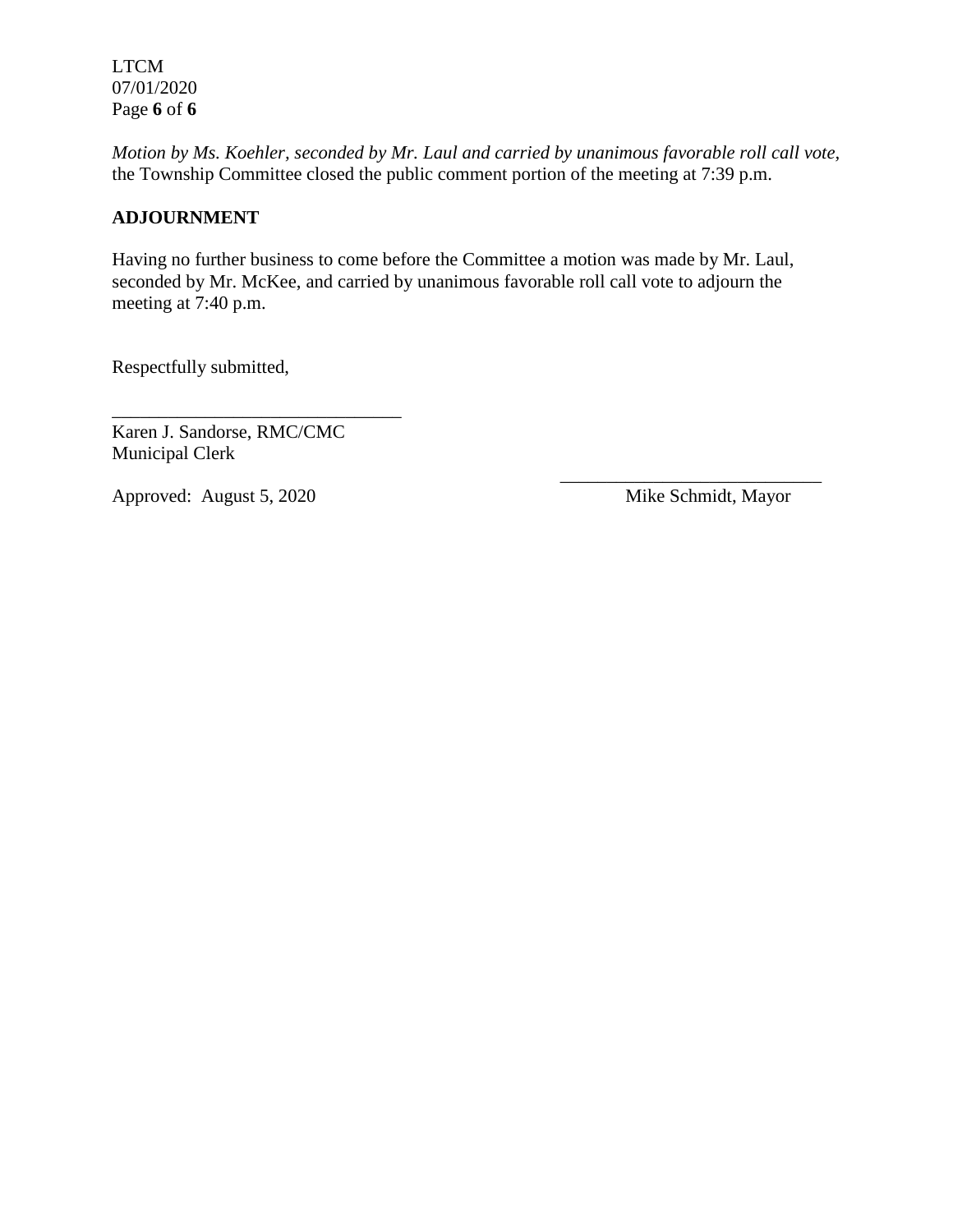*Motion by Ms. Koehler, seconded by Mr. Laul and carried by unanimous favorable roll call vote,* the Township Committee closed the public comment portion of the meeting at 7:39 p.m.

**ADJOURNMENT**

Having no further business to come before the Committee a motion was made by Mr. Laul, seconded by Mr. McKee, and carried by unanimous favorable roll call vote to adjourn the meeting at 7:40 p.m.

Respectfully submitted,

\_\_\_\_\_\_\_\_\_\_\_\_\_\_\_\_\_\_\_\_\_\_\_\_\_\_\_\_\_\_\_\_

Karen J. Sandorse, RMC/CMC
Municipal Clerk

\_\_\_\_\_\_\_\_\_\_\_\_\_\_\_\_\_\_\_\_\_\_\_\_\_\_\_\_\_\_

Approved: August 5, 2020 Mike Schmidt, Mayor